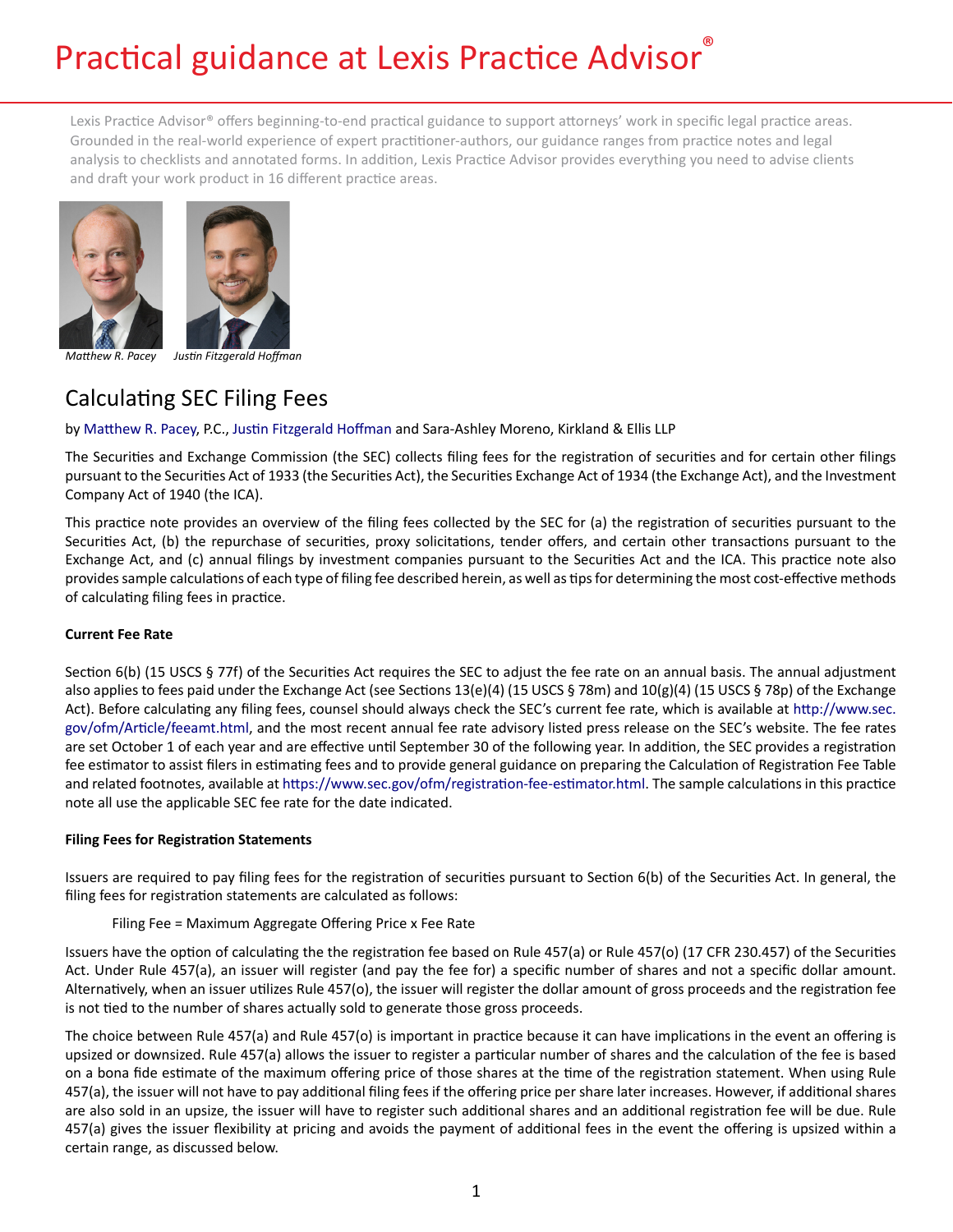# Practical guidance at Lexis Practice Advisor®

Lexis Practice Advisor® offers beginning-to-end practical guidance to support attorneys' work in specific legal practice areas. Grounded in the real-world experience of expert practitioner-authors, our guidance ranges from practice notes and legal analysis to checklists and annotated forms. In addition, Lexis Practice Advisor provides everything you need to advise clients and draft your work product in 16 different practice areas.

*Matthew R. Pacey* *Justin Fitzgerald Hoffman*

## Calculating SEC Filing Fees

by Matthew R. Pacey, P.C., Justin Fitzgerald Hoffman and Sara-Ashley Moreno, Kirkland & Ellis LLP

The Securities and Exchange Commission (the SEC) collects filing fees for the registration of securities and for certain other filings pursuant to the Securities Act of 1933 (the Securities Act), the Securities Exchange Act of 1934 (the Exchange Act), and the Investment Company Act of 1940 (the ICA).

This practice note provides an overview of the filing fees collected by the SEC for (a) the registration of securities pursuant to the Securities Act, (b) the repurchase of securities, proxy solicitations, tender offers, and certain other transactions pursuant to the Exchange Act, and (c) annual filings by investment companies pursuant to the Securities Act and the ICA. This practice note also provides sample calculations of each type of filing fee described herein, as well as tips for determining the most cost-effective methods of calculating filing fees in practice.

**Current Fee Rate**

Section 6(b) (15 USCS § 77f) of the Securities Act requires the SEC to adjust the fee rate on an annual basis. The annual adjustment also applies to fees paid under the Exchange Act (see Sections 13(e)(4) (15 USCS § 78m) and 10(g)(4) (15 USCS § 78p) of the Exchange Act). Before calculating any filing fees, counsel should always check the SEC's current fee rate, which is available at http://www.sec.gov/ofm/Article/feeamt.html, and the most recent annual fee rate advisory listed press release on the SEC's website. The fee rates are set October 1 of each year and are effective until September 30 of the following year. In addition, the SEC provides a registration fee estimator to assist filers in estimating fees and to provide general guidance on preparing the Calculation of Registration Fee Table and related footnotes, available at https://www.sec.gov/ofm/registration-fee-estimator.html. The sample calculations in this practice note all use the applicable SEC fee rate for the date indicated.

**Filing Fees for Registration Statements**

Issuers are required to pay filing fees for the registration of securities pursuant to Section 6(b) of the Securities Act. In general, the filing fees for registration statements are calculated as follows:

Filing Fee = Maximum Aggregate Offering Price x Fee Rate

Issuers have the option of calculating the the registration fee based on Rule 457(a) or Rule 457(o) (17 CFR 230.457) of the Securities Act. Under Rule 457(a), an issuer will register (and pay the fee for) a specific number of shares and not a specific dollar amount. Alternatively, when an issuer utilizes Rule 457(o), the issuer will register the dollar amount of gross proceeds and the registration fee is not tied to the number of shares actually sold to generate those gross proceeds.

The choice between Rule 457(a) and Rule 457(o) is important in practice because it can have implications in the event an offering is upsized or downsized. Rule 457(a) allows the issuer to register a particular number of shares and the calculation of the fee is based on a bona fide estimate of the maximum offering price of those shares at the time of the registration statement. When using Rule 457(a), the issuer will not have to pay additional filing fees if the offering price per share later increases. However, if additional shares are also sold in an upsize, the issuer will have to register such additional shares and an additional registration fee will be due. Rule 457(a) gives the issuer flexibility at pricing and avoids the payment of additional fees in the event the offering is upsized within a certain range, as discussed below.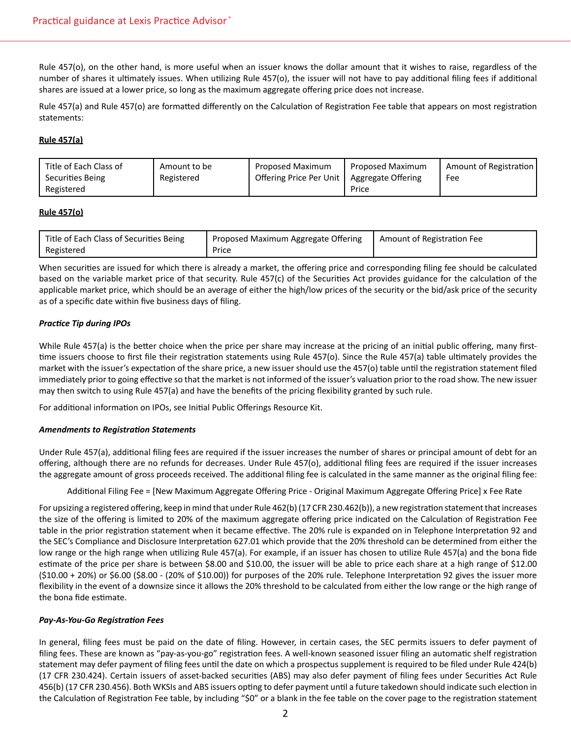Rule 457(o), on the other hand, is more useful when an issuer knows the dollar amount that it wishes to raise, regardless of the number of shares it ultimately issues. When utilizing Rule 457(o), the issuer will not have to pay additional filing fees if additional shares are issued at a lower price, so long as the maximum aggregate offering price does not increase.

Rule 457(a) and Rule 457(o) are formatted differently on the Calculation of Registration Fee table that appears on most registration statements:

**Rule 457(a)**

| Title of Each Class of Securities Being Registered | Amount to be Registered | Proposed Maximum Offering Price Per Unit | Proposed Maximum Aggregate Offering Price | Amount of Registration Fee |
|---|---|---|---|---|

**Rule 457(o)**

| Title of Each Class of Securities Being Registered | Proposed Maximum Aggregate Offering Price | Amount of Registration Fee |
|---|---|---|

When securities are issued for which there is already a market, the offering price and corresponding filing fee should be calculated based on the variable market price of that security. Rule 457(c) of the Securities Act provides guidance for the calculation of the applicable market price, which should be an average of either the high/low prices of the security or the bid/ask price of the security as of a specific date within five business days of filing.

***Practice Tip during IPOs***

While Rule 457(a) is the better choice when the price per share may increase at the pricing of an initial public offering, many first-time issuers choose to first file their registration statements using Rule 457(o). Since the Rule 457(a) table ultimately provides the market with the issuer's expectation of the share price, a new issuer should use the 457(o) table until the registration statement filed immediately prior to going effective so that the market is not informed of the issuer's valuation prior to the road show. The new issuer may then switch to using Rule 457(a) and have the benefits of the pricing flexibility granted by such rule.

For additional information on IPOs, see Initial Public Offerings Resource Kit.

***Amendments to Registration Statements***

Under Rule 457(a), additional filing fees are required if the issuer increases the number of shares or principal amount of debt for an offering, although there are no refunds for decreases. Under Rule 457(o), additional filing fees are required if the issuer increases the aggregate amount of gross proceeds received. The additional filing fee is calculated in the same manner as the original filing fee:

Additional Filing Fee = [New Maximum Aggregate Offering Price - Original Maximum Aggregate Offering Price] x Fee Rate

For upsizing a registered offering, keep in mind that under Rule 462(b) (17 CFR 230.462(b)), a new registration statement that increases the size of the offering is limited to 20% of the maximum aggregate offering price indicated on the Calculation of Registration Fee table in the prior registration statement when it became effective. The 20% rule is expanded on in Telephone Interpretation 92 and the SEC's Compliance and Disclosure Interpretation 627.01 which provide that the 20% threshold can be determined from either the low range or the high range when utilizing Rule 457(a). For example, if an issuer has chosen to utilize Rule 457(a) and the bona fide estimate of the price per share is between $8.00 and $10.00, the issuer will be able to price each share at a high range of $12.00 ($10.00 + 20%) or $6.00 ($8.00 - (20% of $10.00)) for purposes of the 20% rule. Telephone Interpretation 92 gives the issuer more flexibility in the event of a downsize since it allows the 20% threshold to be calculated from either the low range or the high range of the bona fide estimate.

***Pay-As-You-Go Registration Fees***

In general, filing fees must be paid on the date of filing. However, in certain cases, the SEC permits issuers to defer payment of filing fees. These are known as "pay-as-you-go" registration fees. A well-known seasoned issuer filing an automatic shelf registration statement may defer payment of filing fees until the date on which a prospectus supplement is required to be filed under Rule 424(b) (17 CFR 230.424). Certain issuers of asset-backed securities (ABS) may also defer payment of filing fees under Securities Act Rule 456(b) (17 CFR 230.456). Both WKSIs and ABS issuers opting to defer payment until a future takedown should indicate such election in the Calculation of Registration Fee table, by including "$0" or a blank in the fee table on the cover page to the registration statement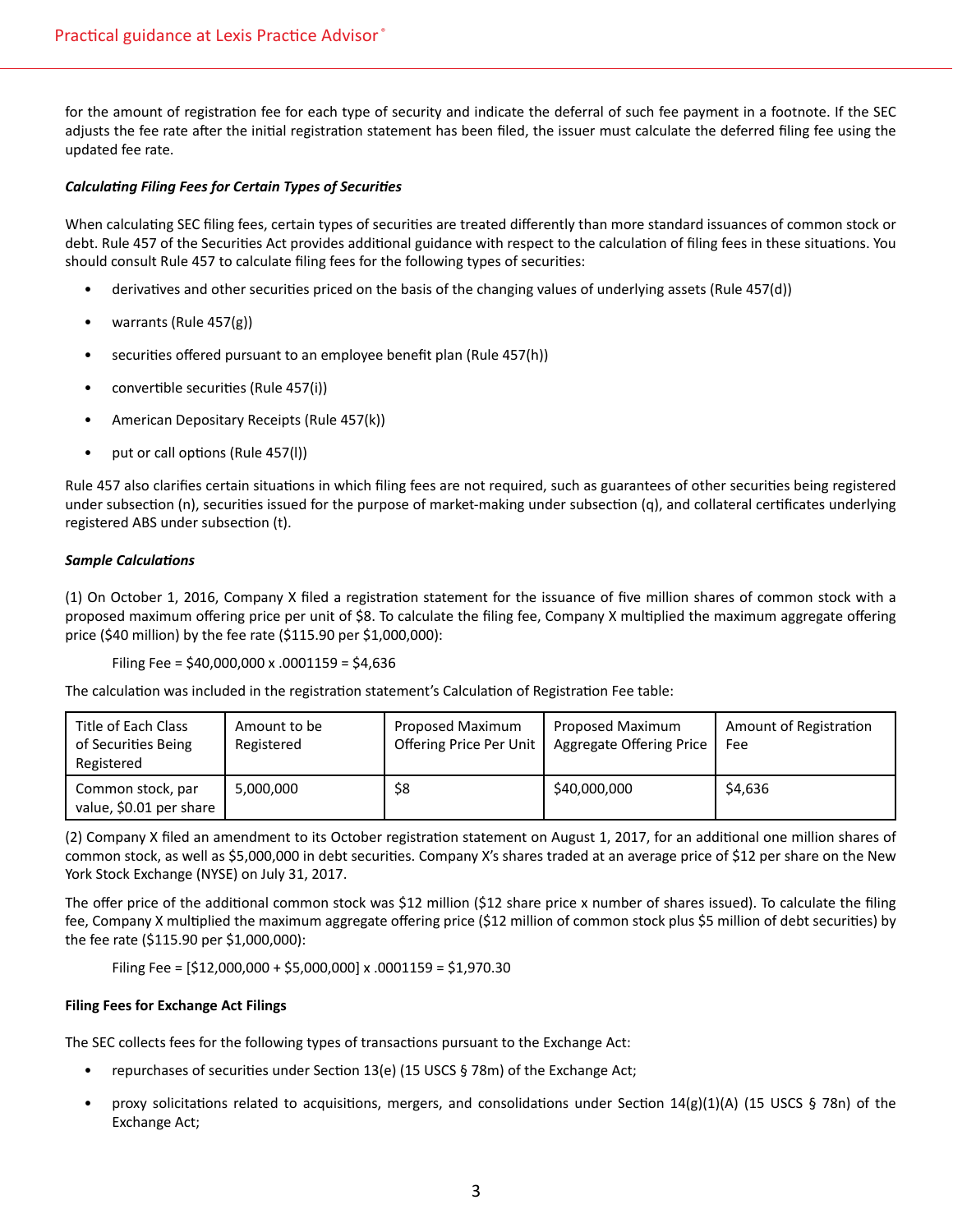for the amount of registration fee for each type of security and indicate the deferral of such fee payment in a footnote. If the SEC adjusts the fee rate after the initial registration statement has been filed, the issuer must calculate the deferred filing fee using the updated fee rate.

***Calculating Filing Fees for Certain Types of Securities***

When calculating SEC filing fees, certain types of securities are treated differently than more standard issuances of common stock or debt. Rule 457 of the Securities Act provides additional guidance with respect to the calculation of filing fees in these situations. You should consult Rule 457 to calculate filing fees for the following types of securities:

- derivatives and other securities priced on the basis of the changing values of underlying assets (Rule 457(d))
- warrants (Rule 457(g))
- securities offered pursuant to an employee benefit plan (Rule 457(h))
- convertible securities (Rule 457(i))
- American Depositary Receipts (Rule 457(k))
- put or call options (Rule 457(l))

Rule 457 also clarifies certain situations in which filing fees are not required, such as guarantees of other securities being registered under subsection (n), securities issued for the purpose of market-making under subsection (q), and collateral certificates underlying registered ABS under subsection (t).

***Sample Calculations***

(1) On October 1, 2016, Company X filed a registration statement for the issuance of five million shares of common stock with a proposed maximum offering price per unit of $8. To calculate the filing fee, Company X multiplied the maximum aggregate offering price ($40 million) by the fee rate ($115.90 per $1,000,000):

Filing Fee = $40,000,000 x .0001159 = $4,636

The calculation was included in the registration statement's Calculation of Registration Fee table:

| Title of Each Class of Securities Being Registered | Amount to be Registered | Proposed Maximum Offering Price Per Unit | Proposed Maximum Aggregate Offering Price | Amount of Registration Fee |
|---|---|---|---|---|
| Common stock, par value, $0.01 per share | 5,000,000 | $8 | $40,000,000 | $4,636 |

(2) Company X filed an amendment to its October registration statement on August 1, 2017, for an additional one million shares of common stock, as well as $5,000,000 in debt securities. Company X's shares traded at an average price of $12 per share on the New York Stock Exchange (NYSE) on July 31, 2017.

The offer price of the additional common stock was $12 million ($12 share price x number of shares issued). To calculate the filing fee, Company X multiplied the maximum aggregate offering price ($12 million of common stock plus $5 million of debt securities) by the fee rate ($115.90 per $1,000,000):

Filing Fee = [$12,000,000 + $5,000,000] x .0001159 = $1,970.30

**Filing Fees for Exchange Act Filings**

The SEC collects fees for the following types of transactions pursuant to the Exchange Act:

- repurchases of securities under Section 13(e) (15 USCS § 78m) of the Exchange Act;
- proxy solicitations related to acquisitions, mergers, and consolidations under Section 14(g)(1)(A) (15 USCS § 78n) of the Exchange Act;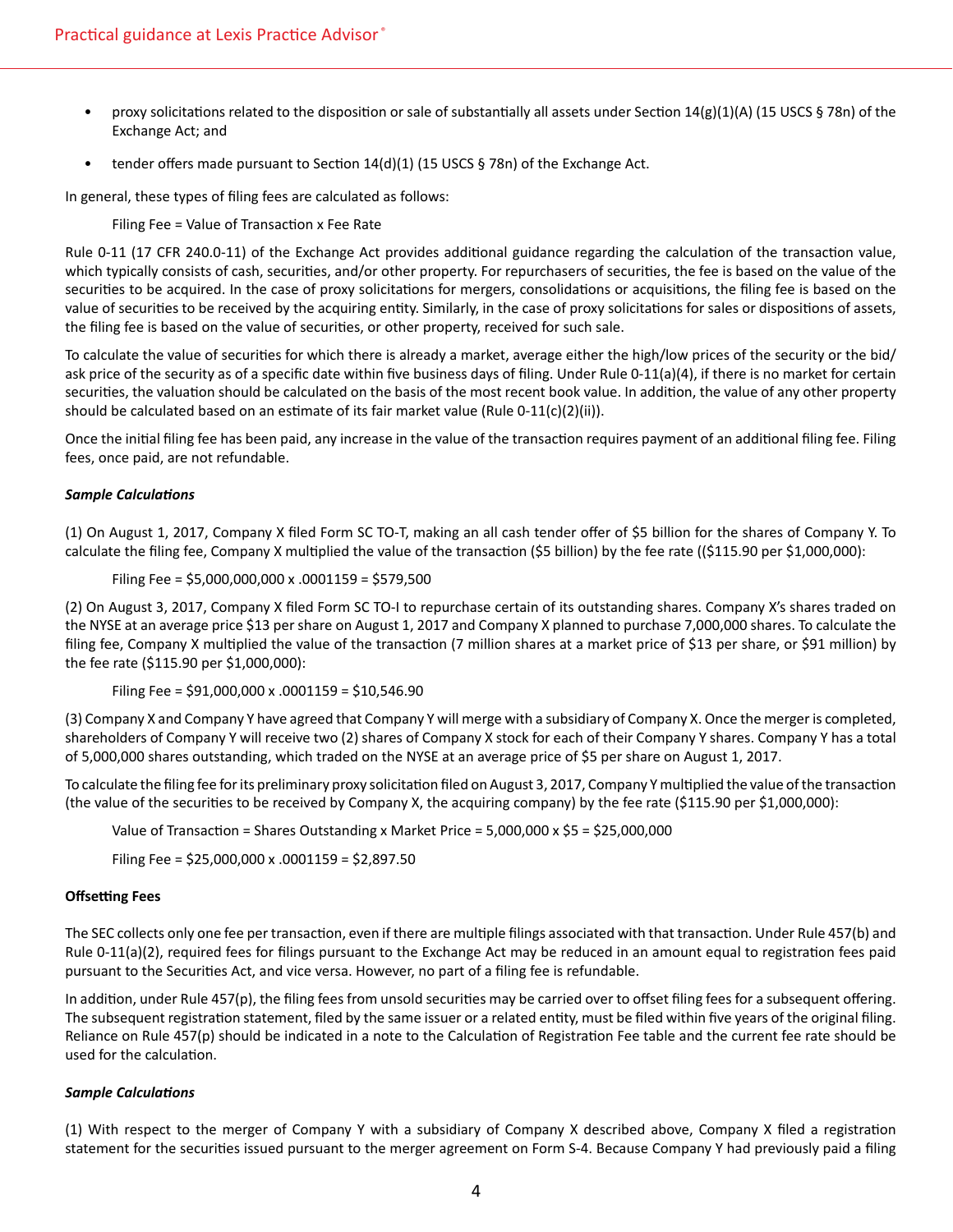- proxy solicitations related to the disposition or sale of substantially all assets under Section 14(g)(1)(A) (15 USCS § 78n) of the Exchange Act; and
- tender offers made pursuant to Section 14(d)(1) (15 USCS § 78n) of the Exchange Act.

In general, these types of filing fees are calculated as follows:

Filing Fee = Value of Transaction x Fee Rate

Rule 0-11 (17 CFR 240.0-11) of the Exchange Act provides additional guidance regarding the calculation of the transaction value, which typically consists of cash, securities, and/or other property. For repurchasers of securities, the fee is based on the value of the securities to be acquired. In the case of proxy solicitations for mergers, consolidations or acquisitions, the filing fee is based on the value of securities to be received by the acquiring entity. Similarly, in the case of proxy solicitations for sales or dispositions of assets, the filing fee is based on the value of securities, or other property, received for such sale.

To calculate the value of securities for which there is already a market, average either the high/low prices of the security or the bid/ask price of the security as of a specific date within five business days of filing. Under Rule 0-11(a)(4), if there is no market for certain securities, the valuation should be calculated on the basis of the most recent book value. In addition, the value of any other property should be calculated based on an estimate of its fair market value (Rule 0-11(c)(2)(ii)).

Once the initial filing fee has been paid, any increase in the value of the transaction requires payment of an additional filing fee. Filing fees, once paid, are not refundable.

***Sample Calculations***

(1) On August 1, 2017, Company X filed Form SC TO-T, making an all cash tender offer of $5 billion for the shares of Company Y. To calculate the filing fee, Company X multiplied the value of the transaction ($5 billion) by the fee rate (($115.90 per $1,000,000):

Filing Fee = $5,000,000,000 x .0001159 = $579,500

(2) On August 3, 2017, Company X filed Form SC TO-I to repurchase certain of its outstanding shares. Company X's shares traded on the NYSE at an average price $13 per share on August 1, 2017 and Company X planned to purchase 7,000,000 shares. To calculate the filing fee, Company X multiplied the value of the transaction (7 million shares at a market price of $13 per share, or $91 million) by the fee rate ($115.90 per $1,000,000):

Filing Fee = $91,000,000 x .0001159 = $10,546.90

(3) Company X and Company Y have agreed that Company Y will merge with a subsidiary of Company X. Once the merger is completed, shareholders of Company Y will receive two (2) shares of Company X stock for each of their Company Y shares. Company Y has a total of 5,000,000 shares outstanding, which traded on the NYSE at an average price of $5 per share on August 1, 2017.

To calculate the filing fee for its preliminary proxy solicitation filed on August 3, 2017, Company Y multiplied the value of the transaction (the value of the securities to be received by Company X, the acquiring company) by the fee rate ($115.90 per $1,000,000):

Value of Transaction = Shares Outstanding x Market Price = 5,000,000 x $5 = $25,000,000

Filing Fee = $25,000,000 x .0001159 = $2,897.50

**Offsetting Fees**

The SEC collects only one fee per transaction, even if there are multiple filings associated with that transaction. Under Rule 457(b) and Rule 0-11(a)(2), required fees for filings pursuant to the Exchange Act may be reduced in an amount equal to registration fees paid pursuant to the Securities Act, and vice versa. However, no part of a filing fee is refundable.

In addition, under Rule 457(p), the filing fees from unsold securities may be carried over to offset filing fees for a subsequent offering. The subsequent registration statement, filed by the same issuer or a related entity, must be filed within five years of the original filing. Reliance on Rule 457(p) should be indicated in a note to the Calculation of Registration Fee table and the current fee rate should be used for the calculation.

***Sample Calculations***

(1) With respect to the merger of Company Y with a subsidiary of Company X described above, Company X filed a registration statement for the securities issued pursuant to the merger agreement on Form S-4. Because Company Y had previously paid a filing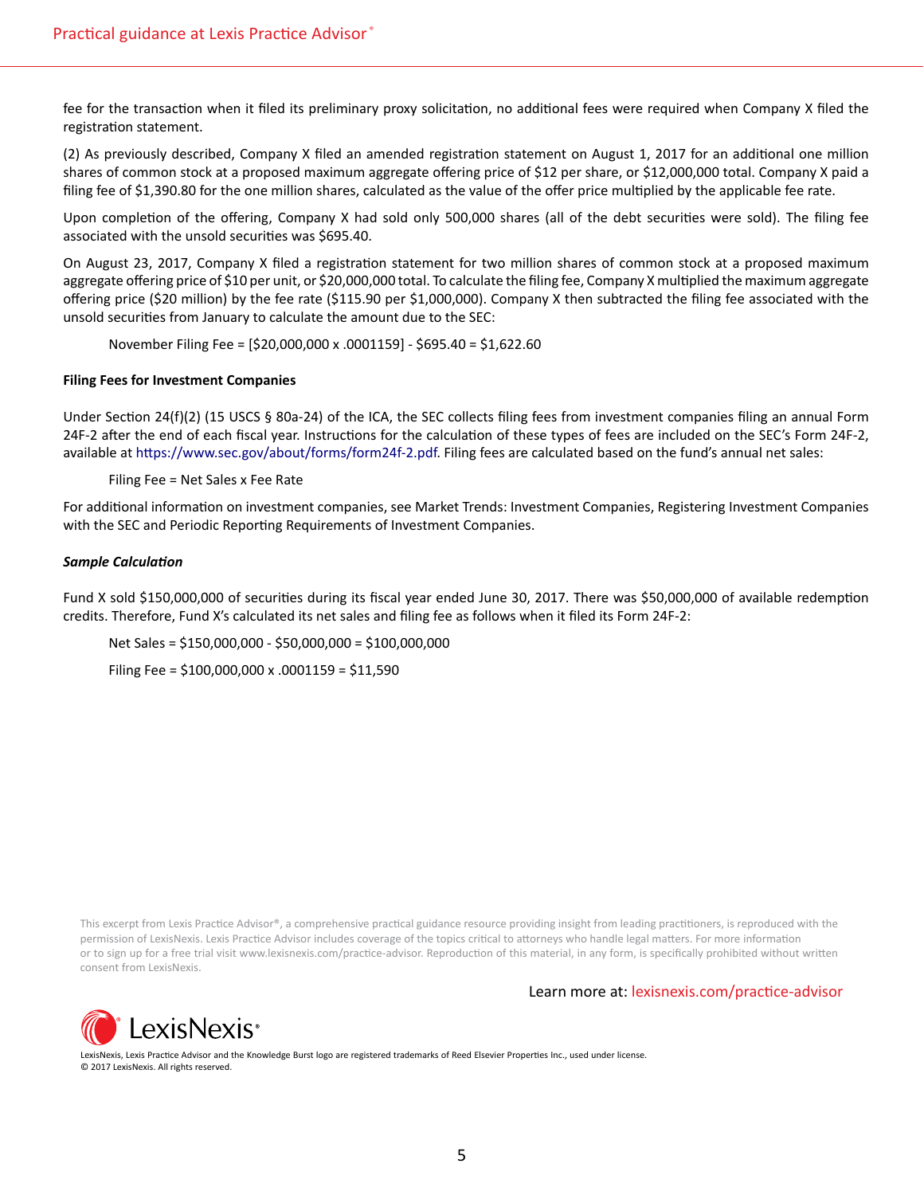fee for the transaction when it filed its preliminary proxy solicitation, no additional fees were required when Company X filed the registration statement.

(2) As previously described, Company X filed an amended registration statement on August 1, 2017 for an additional one million shares of common stock at a proposed maximum aggregate offering price of $12 per share, or $12,000,000 total. Company X paid a filing fee of $1,390.80 for the one million shares, calculated as the value of the offer price multiplied by the applicable fee rate.

Upon completion of the offering, Company X had sold only 500,000 shares (all of the debt securities were sold). The filing fee associated with the unsold securities was $695.40.

On August 23, 2017, Company X filed a registration statement for two million shares of common stock at a proposed maximum aggregate offering price of $10 per unit, or $20,000,000 total. To calculate the filing fee, Company X multiplied the maximum aggregate offering price ($20 million) by the fee rate ($115.90 per $1,000,000). Company X then subtracted the filing fee associated with the unsold securities from January to calculate the amount due to the SEC:

November Filing Fee = [$20,000,000 x .0001159] - $695.40 = $1,622.60

**Filing Fees for Investment Companies**

Under Section 24(f)(2) (15 USCS § 80a-24) of the ICA, the SEC collects filing fees from investment companies filing an annual Form 24F-2 after the end of each fiscal year. Instructions for the calculation of these types of fees are included on the SEC's Form 24F-2, available at https://www.sec.gov/about/forms/form24f-2.pdf. Filing fees are calculated based on the fund's annual net sales:

Filing Fee = Net Sales x Fee Rate

For additional information on investment companies, see Market Trends: Investment Companies, Registering Investment Companies with the SEC and Periodic Reporting Requirements of Investment Companies.

***Sample Calculation***

Fund X sold $150,000,000 of securities during its fiscal year ended June 30, 2017. There was $50,000,000 of available redemption credits. Therefore, Fund X's calculated its net sales and filing fee as follows when it filed its Form 24F-2:

Net Sales = $150,000,000 - $50,000,000 = $100,000,000

Filing Fee = $100,000,000 x .0001159 = $11,590

This excerpt from Lexis Practice Advisor®, a comprehensive practical guidance resource providing insight from leading practitioners, is reproduced with the permission of LexisNexis. Lexis Practice Advisor includes coverage of the topics critical to attorneys who handle legal matters. For more information or to sign up for a free trial visit www.lexisnexis.com/practice-advisor. Reproduction of this material, in any form, is specifically prohibited without written consent from LexisNexis.

Learn more at: lexisnexis.com/practice-advisor

LexisNexis, Lexis Practice Advisor and the Knowledge Burst logo are registered trademarks of Reed Elsevier Properties Inc., used under license.
© 2017 LexisNexis. All rights reserved.